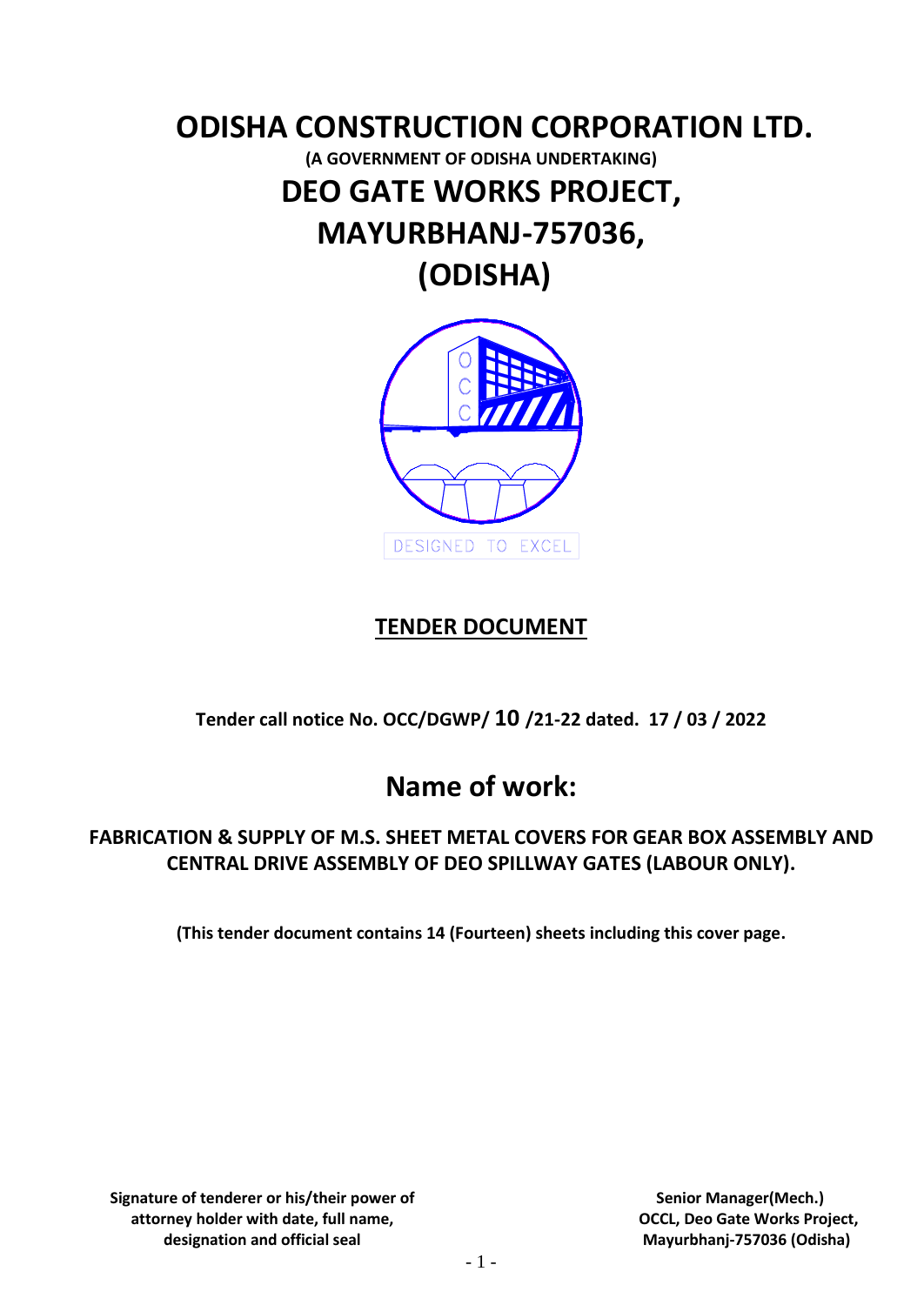# ODISHA CONSTRUCTION CORPORATION LTD.

**(A GOVERNMENT OF ODISHA UNDERTAKING)**

# DEO GATE WORKS PROJECT, MAYURBHANJ-757036, (ODISHA)

DESIGNED TO EXCEL

## TENDER DOCUMENT

**Tender call notice No. OCC/DGWP/ 10 /21-22 dated. 17 / 03 / 2022**

## Name of work:

**FABRICATION & SUPPLY OF M.S. SHEET METAL COVERS FOR GEAR BOX ASSEMBLY AND CENTRAL DRIVE ASSEMBLY OF DEO SPILLWAY GATES (LABOUR ONLY).**

**(This tender document contains 14 (Fourteen) sheets including this cover page.**

**Signature of tenderer or his/their power of attorney holder with date, full name, designation and official seal**

**Senior Manager(Mech.)**
**OCCL, Deo Gate Works Project,**
**Mayurbhanj-757036 (Odisha)**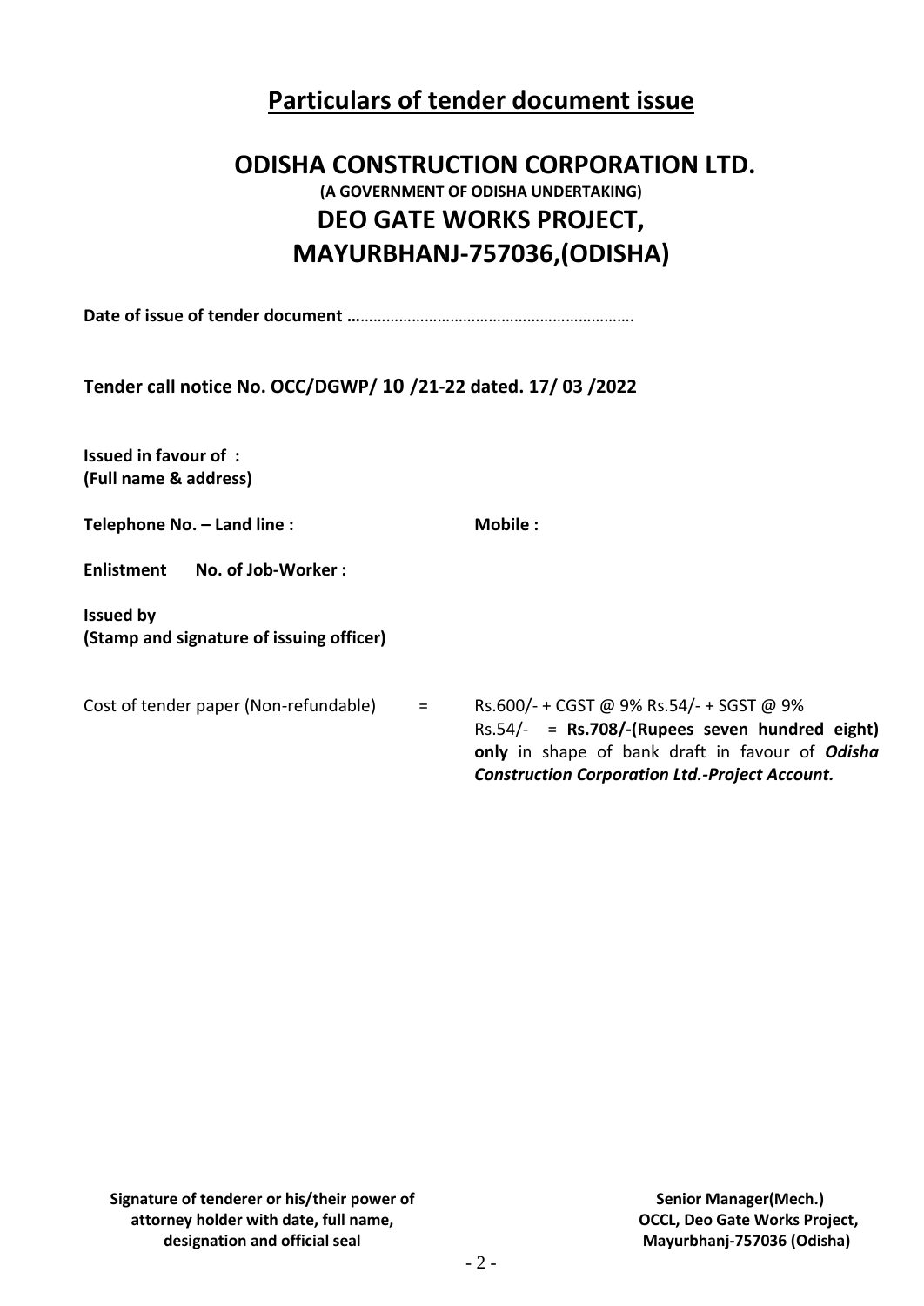# Particulars of tender document issue

## ODISHA CONSTRUCTION CORPORATION LTD.

**(A GOVERNMENT OF ODISHA UNDERTAKING)**

## DEO GATE WORKS PROJECT, MAYURBHANJ-757036,(ODISHA)

**Date of issue of tender document …**……………………………………………………….

**Tender call notice No. OCC/DGWP/ 10 /21-22 dated. 17/ 03 /2022**

**Issued in favour of :**
**(Full name & address)**

**Telephone No. – Land line :** **Mobile :**

**Enlistment No. of Job-Worker :**

**Issued by**
**(Stamp and signature of issuing officer)**

Cost of tender paper (Non-refundable) = Rs.600/- + CGST @ 9% Rs.54/- + SGST @ 9% Rs.54/- = **Rs.708/-(Rupees seven hundred eight) only** in shape of bank draft in favour of ***Odisha Construction Corporation Ltd.-Project Account.***

**Signature of tenderer or his/their power of attorney holder with date, full name, designation and official seal**

**Senior Manager(Mech.)**
**OCCL, Deo Gate Works Project,**
**Mayurbhanj-757036 (Odisha)**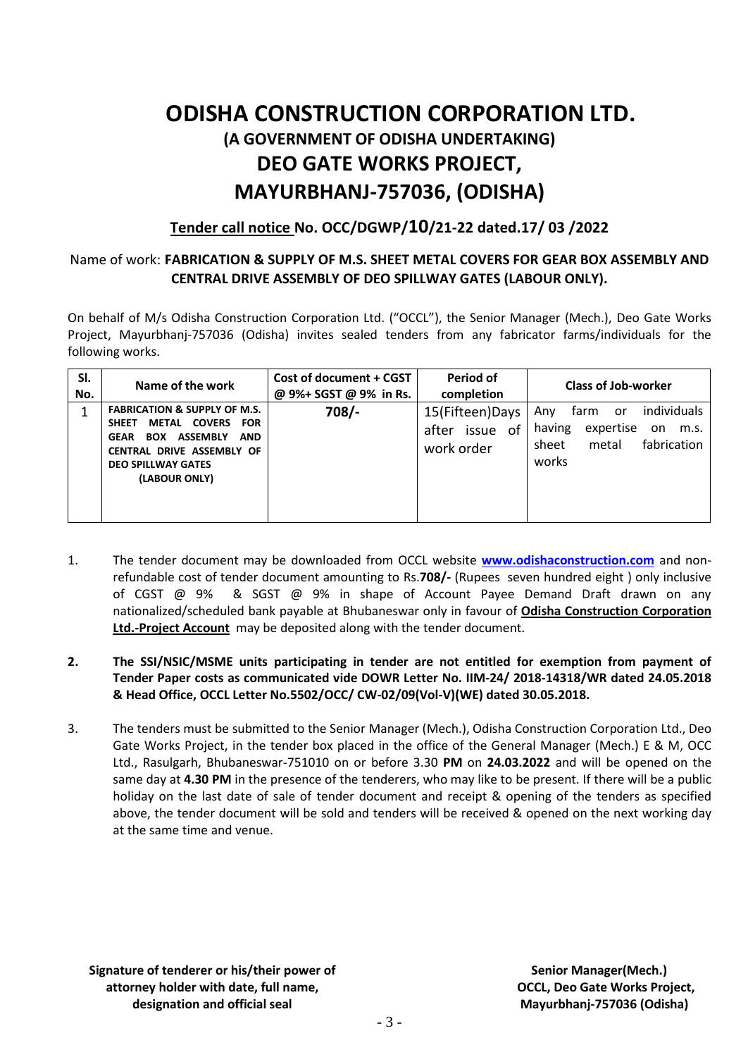# ODISHA CONSTRUCTION CORPORATION LTD.

## (A GOVERNMENT OF ODISHA UNDERTAKING)

# DEO GATE WORKS PROJECT, MAYURBHANJ-757036, (ODISHA)

### Tender call notice No. OCC/DGWP/10/21-22 dated.17/ 03 /2022

Name of work: **FABRICATION & SUPPLY OF M.S. SHEET METAL COVERS FOR GEAR BOX ASSEMBLY AND CENTRAL DRIVE ASSEMBLY OF DEO SPILLWAY GATES (LABOUR ONLY).**

On behalf of M/s Odisha Construction Corporation Ltd. ("OCCL"), the Senior Manager (Mech.), Deo Gate Works Project, Mayurbhanj-757036 (Odisha) invites sealed tenders from any fabricator farms/individuals for the following works.

| Sl. No. | Name of the work | Cost of document + CGST @ 9%+ SGST @ 9% in Rs. | Period of completion | Class of Job-worker |
|---|---|---|---|---|
| 1 | **FABRICATION & SUPPLY OF M.S. SHEET METAL COVERS FOR GEAR BOX ASSEMBLY AND CENTRAL DRIVE ASSEMBLY OF DEO SPILLWAY GATES (LABOUR ONLY)** | **708/-** | 15(Fifteen)Days after issue of work order | Any farm or individuals having expertise on m.s. sheet metal fabrication works |

1. The tender document may be downloaded from OCCL website **www.odishaconstruction.com** and non-refundable cost of tender document amounting to Rs.**708/-** (Rupees seven hundred eight ) only inclusive of CGST @ 9% & SGST @ 9% in shape of Account Payee Demand Draft drawn on any nationalized/scheduled bank payable at Bhubaneswar only in favour of **Odisha Construction Corporation Ltd.-Project Account** may be deposited along with the tender document.

2. **The SSI/NSIC/MSME units participating in tender are not entitled for exemption from payment of Tender Paper costs as communicated vide DOWR Letter No. IIM-24/ 2018-14318/WR dated 24.05.2018 & Head Office, OCCL Letter No.5502/OCC/ CW-02/09(Vol-V)(WE) dated 30.05.2018.**

3. The tenders must be submitted to the Senior Manager (Mech.), Odisha Construction Corporation Ltd., Deo Gate Works Project, in the tender box placed in the office of the General Manager (Mech.) E & M, OCC Ltd., Rasulgarh, Bhubaneswar-751010 on or before 3.30 **PM** on **24.03.2022** and will be opened on the same day at **4.30 PM** in the presence of the tenderers, who may like to be present. If there will be a public holiday on the last date of sale of tender document and receipt & opening of the tenders as specified above, the tender document will be sold and tenders will be received & opened on the next working day at the same time and venue.

**Signature of tenderer or his/their power of attorney holder with date, full name, designation and official seal**

**Senior Manager(Mech.)**
**OCCL, Deo Gate Works Project,**
**Mayurbhanj-757036 (Odisha)**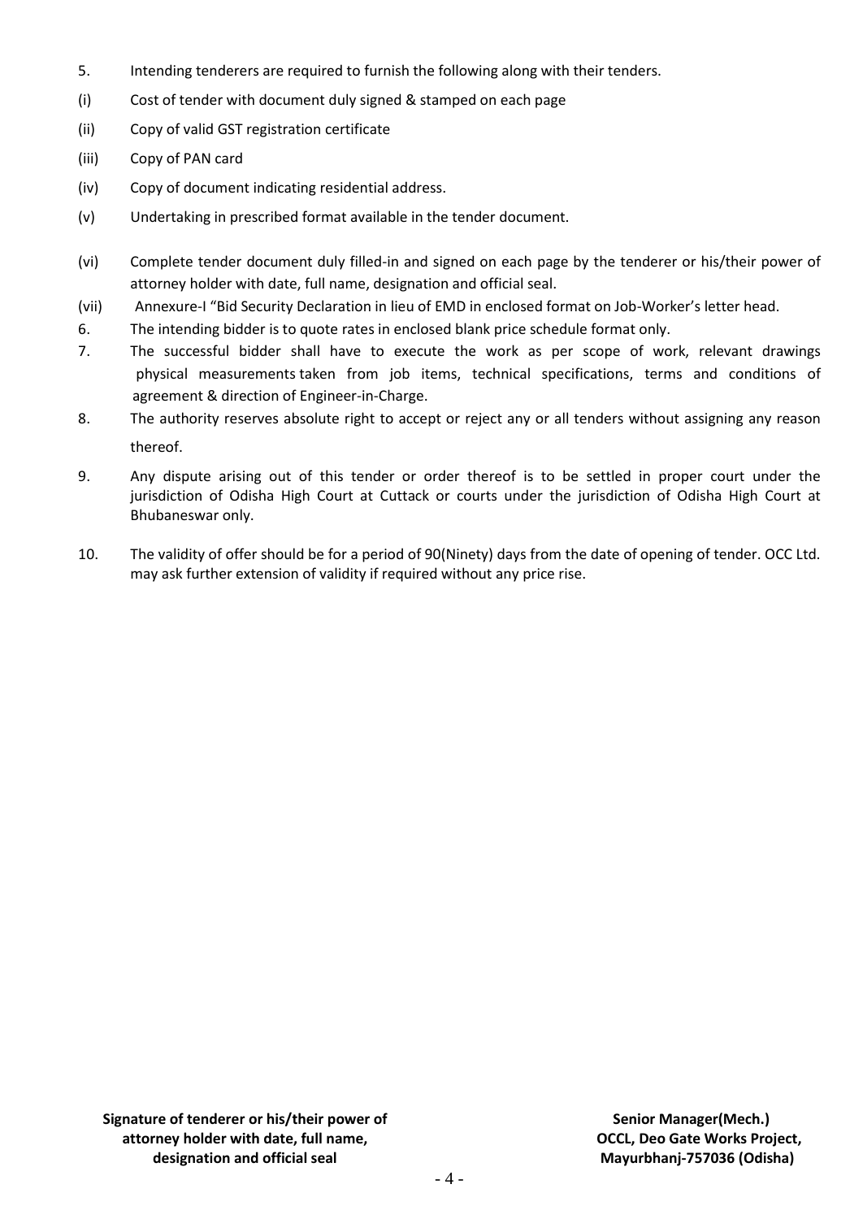5. Intending tenderers are required to furnish the following along with their tenders.

(i) Cost of tender with document duly signed & stamped on each page

(ii) Copy of valid GST registration certificate

(iii) Copy of PAN card

(iv) Copy of document indicating residential address.

(v) Undertaking in prescribed format available in the tender document.

(vi) Complete tender document duly filled-in and signed on each page by the tenderer or his/their power of attorney holder with date, full name, designation and official seal.

(vii) Annexure-I "Bid Security Declaration in lieu of EMD in enclosed format on Job-Worker's letter head.

6. The intending bidder is to quote rates in enclosed blank price schedule format only.

7. The successful bidder shall have to execute the work as per scope of work, relevant drawings physical measurements taken from job items, technical specifications, terms and conditions of agreement & direction of Engineer-in-Charge.

8. The authority reserves absolute right to accept or reject any or all tenders without assigning any reason thereof.

9. Any dispute arising out of this tender or order thereof is to be settled in proper court under the jurisdiction of Odisha High Court at Cuttack or courts under the jurisdiction of Odisha High Court at Bhubaneswar only.

10. The validity of offer should be for a period of 90(Ninety) days from the date of opening of tender. OCC Ltd. may ask further extension of validity if required without any price rise.

**Signature of tenderer or his/their power of attorney holder with date, full name, designation and official seal**

**Senior Manager(Mech.)**
**OCCL, Deo Gate Works Project,**
**Mayurbhanj-757036 (Odisha)**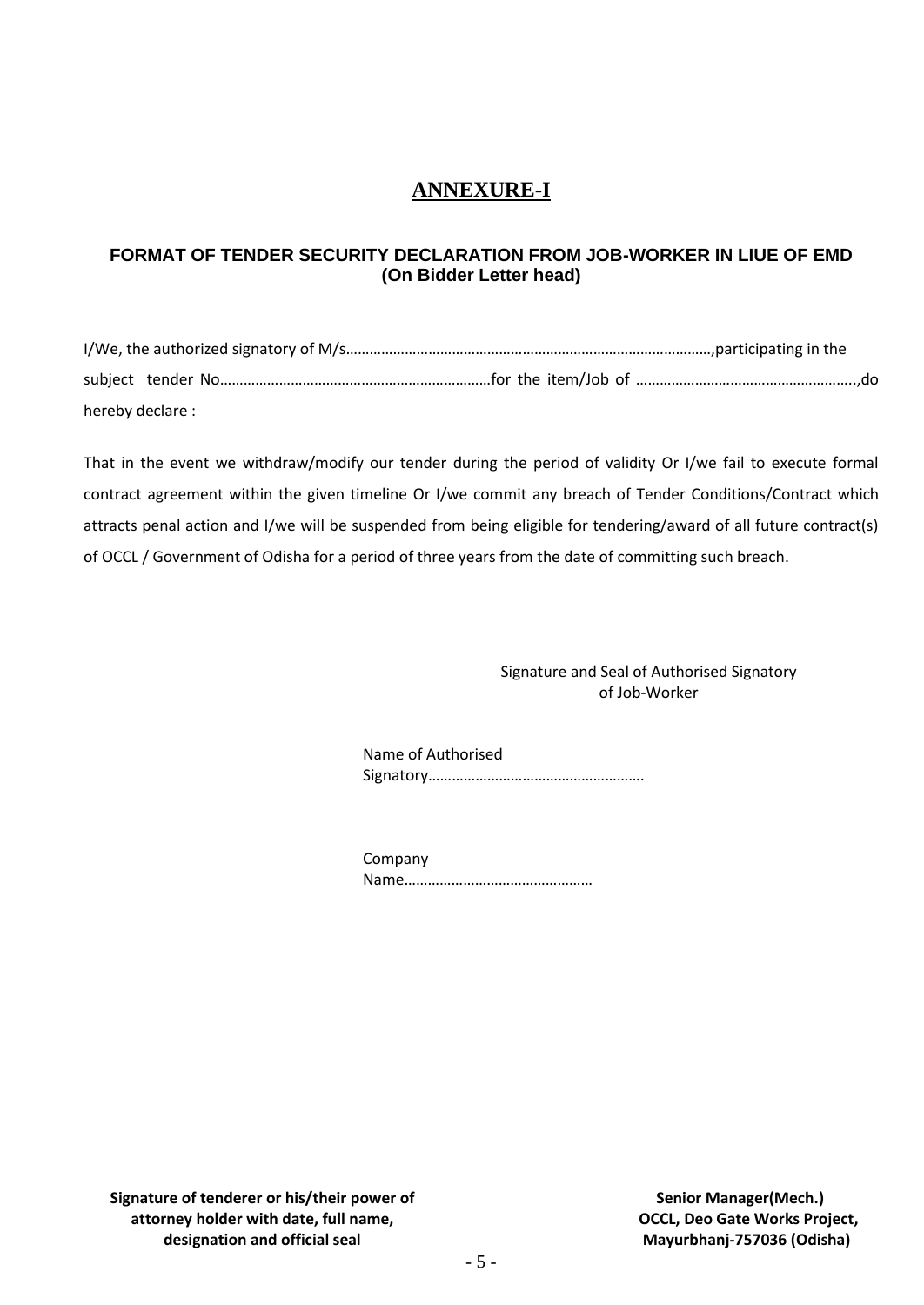# ANNEXURE-I

### FORMAT OF TENDER SECURITY DECLARATION FROM JOB-WORKER IN LIUE OF EMD (On Bidder Letter head)

I/We, the authorized signatory of M/s…………………………………………………………………………………,participating in the subject tender No……………………………………………………………for the item/Job of ………………………………………………..,do hereby declare :

That in the event we withdraw/modify our tender during the period of validity Or I/we fail to execute formal contract agreement within the given timeline Or I/we commit any breach of Tender Conditions/Contract which attracts penal action and I/we will be suspended from being eligible for tendering/award of all future contract(s) of OCCL / Government of Odisha for a period of three years from the date of committing such breach.

Signature and Seal of Authorised Signatory of Job-Worker

Name of Authorised Signatory……………………………………………….

Company Name…………………………………………

**Signature of tenderer or his/their power of attorney holder with date, full name, designation and official seal**

**Senior Manager(Mech.)**
**OCCL, Deo Gate Works Project,**
**Mayurbhanj-757036 (Odisha)**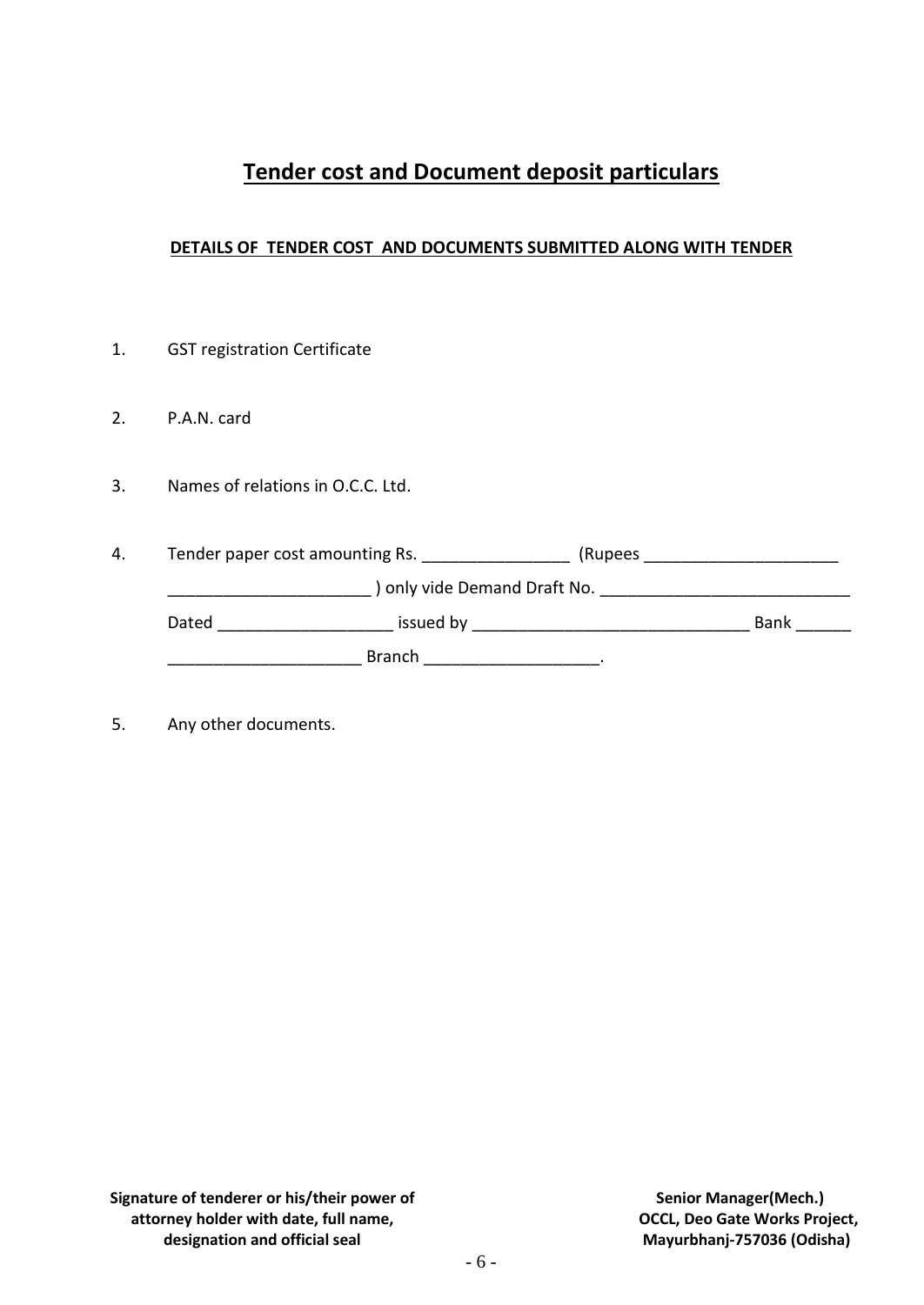# Tender cost and Document deposit particulars

**DETAILS OF TENDER COST AND DOCUMENTS SUBMITTED ALONG WITH TENDER**

1. GST registration Certificate

2. P.A.N. card

3. Names of relations in O.C.C. Ltd.

4. Tender paper cost amounting Rs. ________________ (Rupees ______________________ ______________________ ) only vide Demand Draft No. ____________________________ Dated ___________________ issued by ______________________________ Bank ______ _____________________ Branch ___________________.

5. Any other documents.

**Signature of tenderer or his/their power of attorney holder with date, full name, designation and official seal**

**Senior Manager(Mech.)**
**OCCL, Deo Gate Works Project,**
**Mayurbhanj-757036 (Odisha)**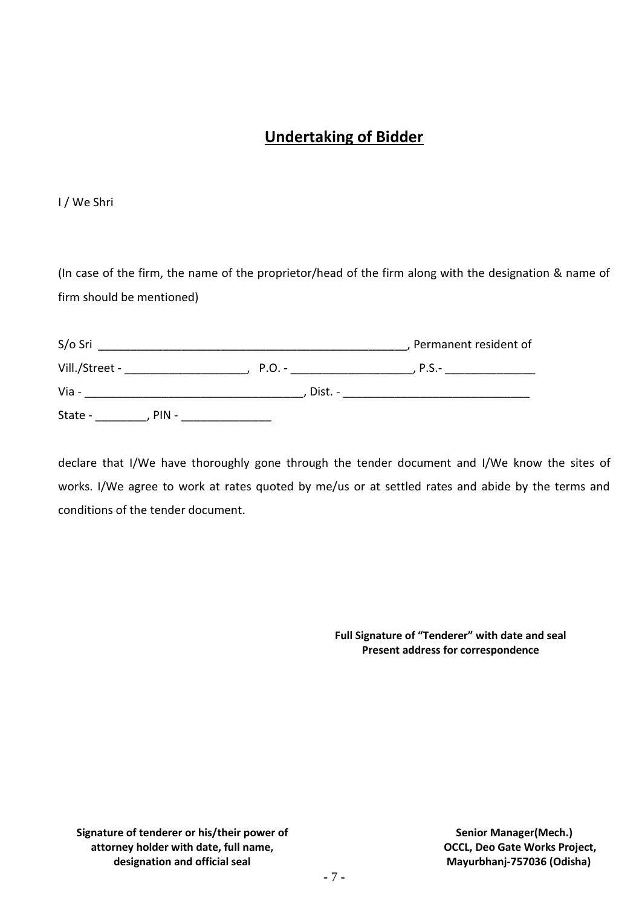## **Undertaking of Bidder**

I / We Shri

(In case of the firm, the name of the proprietor/head of the firm along with the designation & name of firm should be mentioned)

S/o Sri __________________________________________________, Permanent resident of
Vill./Street - ___________________, P.O. - ___________________, P.S.- ______________
Via - __________________________________, Dist. - _____________________________
State - ________, PIN - ______________

declare that I/We have thoroughly gone through the tender document and I/We know the sites of works. I/We agree to work at rates quoted by me/us or at settled rates and abide by the terms and conditions of the tender document.

**Full Signature of "Tenderer" with date and seal**
**Present address for correspondence**

**Signature of tenderer or his/their power of attorney holder with date, full name, designation and official seal**

**Senior Manager(Mech.)**
**OCCL, Deo Gate Works Project,**
**Mayurbhanj-757036 (Odisha)**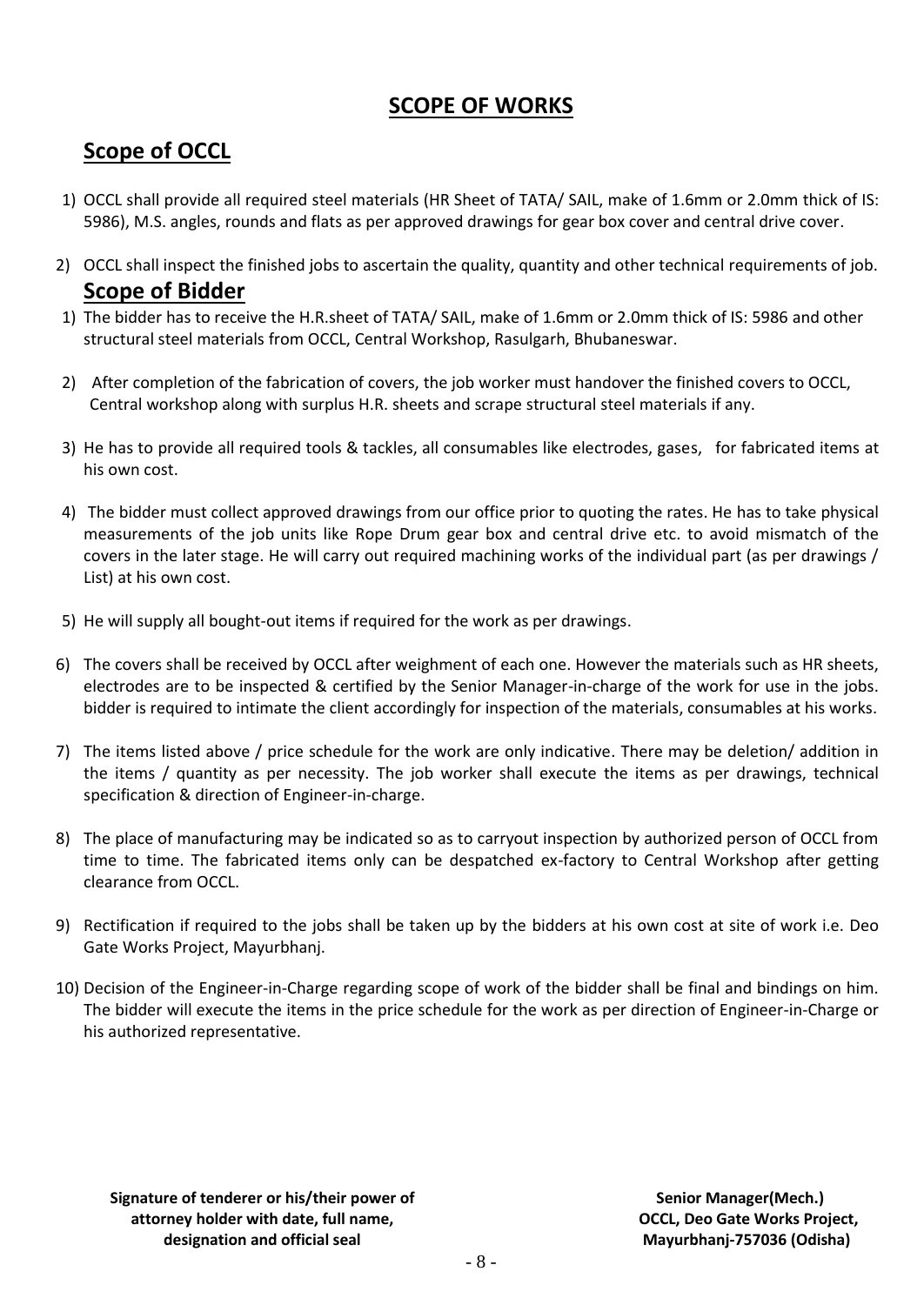# SCOPE OF WORKS

## Scope of OCCL

1) OCCL shall provide all required steel materials (HR Sheet of TATA/ SAIL, make of 1.6mm or 2.0mm thick of IS: 5986), M.S. angles, rounds and flats as per approved drawings for gear box cover and central drive cover.

2) OCCL shall inspect the finished jobs to ascertain the quality, quantity and other technical requirements of job.

## Scope of Bidder

1) The bidder has to receive the H.R.sheet of TATA/ SAIL, make of 1.6mm or 2.0mm thick of IS: 5986 and other structural steel materials from OCCL, Central Workshop, Rasulgarh, Bhubaneswar.

2) After completion of the fabrication of covers, the job worker must handover the finished covers to OCCL, Central workshop along with surplus H.R. sheets and scrape structural steel materials if any.

3) He has to provide all required tools & tackles, all consumables like electrodes, gases, for fabricated items at his own cost.

4) The bidder must collect approved drawings from our office prior to quoting the rates. He has to take physical measurements of the job units like Rope Drum gear box and central drive etc. to avoid mismatch of the covers in the later stage. He will carry out required machining works of the individual part (as per drawings / List) at his own cost.

5) He will supply all bought-out items if required for the work as per drawings.

6) The covers shall be received by OCCL after weighment of each one. However the materials such as HR sheets, electrodes are to be inspected & certified by the Senior Manager-in-charge of the work for use in the jobs. bidder is required to intimate the client accordingly for inspection of the materials, consumables at his works.

7) The items listed above / price schedule for the work are only indicative. There may be deletion/ addition in the items / quantity as per necessity. The job worker shall execute the items as per drawings, technical specification & direction of Engineer-in-charge.

8) The place of manufacturing may be indicated so as to carryout inspection by authorized person of OCCL from time to time. The fabricated items only can be despatched ex-factory to Central Workshop after getting clearance from OCCL.

9) Rectification if required to the jobs shall be taken up by the bidders at his own cost at site of work i.e. Deo Gate Works Project, Mayurbhanj.

10) Decision of the Engineer-in-Charge regarding scope of work of the bidder shall be final and bindings on him. The bidder will execute the items in the price schedule for the work as per direction of Engineer-in-Charge or his authorized representative.

**Signature of tenderer or his/their power of attorney holder with date, full name, designation and official seal**

**Senior Manager(Mech.)**
**OCCL, Deo Gate Works Project,**
**Mayurbhanj-757036 (Odisha)**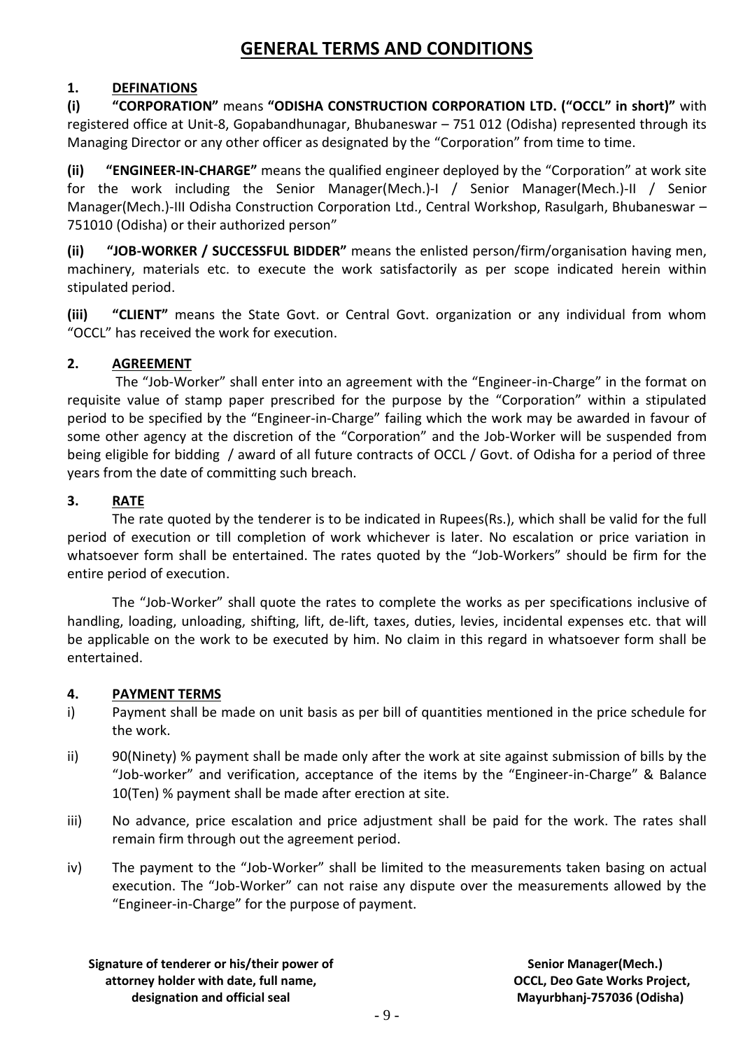# GENERAL TERMS AND CONDITIONS

## 1. DEFINATIONS

**(i) "CORPORATION"** means **"ODISHA CONSTRUCTION CORPORATION LTD. ("OCCL" in short)"** with registered office at Unit-8, Gopabandhunagar, Bhubaneswar – 751 012 (Odisha) represented through its Managing Director or any other officer as designated by the "Corporation" from time to time.

**(ii) "ENGINEER-IN-CHARGE"** means the qualified engineer deployed by the "Corporation" at work site for the work including the Senior Manager(Mech.)-I / Senior Manager(Mech.)-II / Senior Manager(Mech.)-III Odisha Construction Corporation Ltd., Central Workshop, Rasulgarh, Bhubaneswar – 751010 (Odisha) or their authorized person"

**(ii) "JOB-WORKER / SUCCESSFUL BIDDER"** means the enlisted person/firm/organisation having men, machinery, materials etc. to execute the work satisfactorily as per scope indicated herein within stipulated period.

**(iii) "CLIENT"** means the State Govt. or Central Govt. organization or any individual from whom "OCCL" has received the work for execution.

## 2. AGREEMENT

The "Job-Worker" shall enter into an agreement with the "Engineer-in-Charge" in the format on requisite value of stamp paper prescribed for the purpose by the "Corporation" within a stipulated period to be specified by the "Engineer-in-Charge" failing which the work may be awarded in favour of some other agency at the discretion of the "Corporation" and the Job-Worker will be suspended from being eligible for bidding / award of all future contracts of OCCL / Govt. of Odisha for a period of three years from the date of committing such breach.

## 3. RATE

The rate quoted by the tenderer is to be indicated in Rupees(Rs.), which shall be valid for the full period of execution or till completion of work whichever is later. No escalation or price variation in whatsoever form shall be entertained. The rates quoted by the "Job-Workers" should be firm for the entire period of execution.

The "Job-Worker" shall quote the rates to complete the works as per specifications inclusive of handling, loading, unloading, shifting, lift, de-lift, taxes, duties, levies, incidental expenses etc. that will be applicable on the work to be executed by him. No claim in this regard in whatsoever form shall be entertained.

## 4. PAYMENT TERMS

i) Payment shall be made on unit basis as per bill of quantities mentioned in the price schedule for the work.

ii) 90(Ninety) % payment shall be made only after the work at site against submission of bills by the "Job-worker" and verification, acceptance of the items by the "Engineer-in-Charge" & Balance 10(Ten) % payment shall be made after erection at site.

iii) No advance, price escalation and price adjustment shall be paid for the work. The rates shall remain firm through out the agreement period.

iv) The payment to the "Job-Worker" shall be limited to the measurements taken basing on actual execution. The "Job-Worker" can not raise any dispute over the measurements allowed by the "Engineer-in-Charge" for the purpose of payment.

**Signature of tenderer or his/their power of attorney holder with date, full name, designation and official seal**

**Senior Manager(Mech.)**
**OCCL, Deo Gate Works Project,**
**Mayurbhanj-757036 (Odisha)**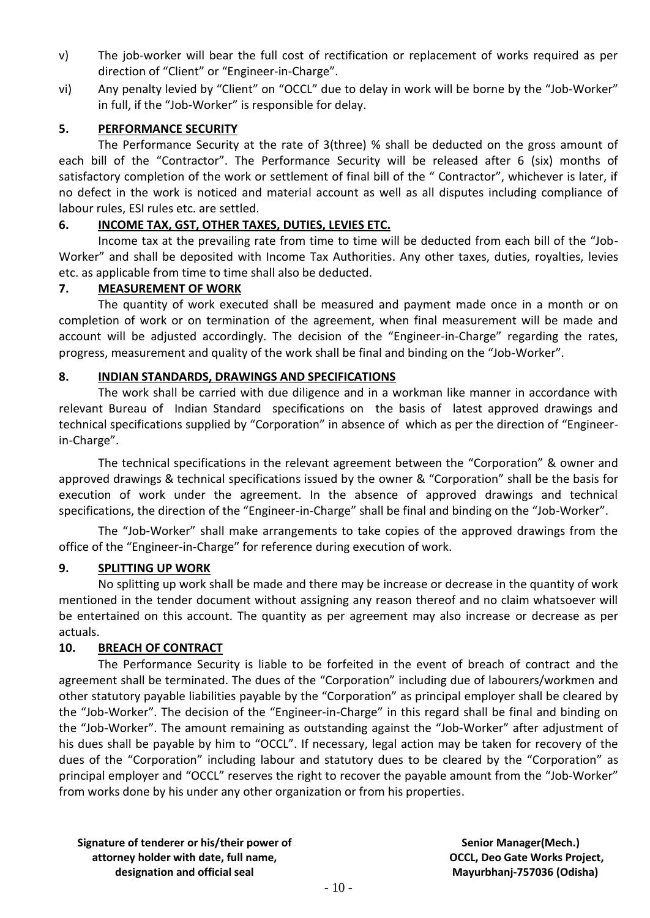v) The job-worker will bear the full cost of rectification or replacement of works required as per direction of "Client" or "Engineer-in-Charge".

vi) Any penalty levied by "Client" on "OCCL" due to delay in work will be borne by the "Job-Worker" in full, if the "Job-Worker" is responsible for delay.

### 5. PERFORMANCE SECURITY

The Performance Security at the rate of 3(three) % shall be deducted on the gross amount of each bill of the "Contractor". The Performance Security will be released after 6 (six) months of satisfactory completion of the work or settlement of final bill of the " Contractor", whichever is later, if no defect in the work is noticed and material account as well as all disputes including compliance of labour rules, ESI rules etc. are settled.

### 6. INCOME TAX, GST, OTHER TAXES, DUTIES, LEVIES ETC.

Income tax at the prevailing rate from time to time will be deducted from each bill of the "Job-Worker" and shall be deposited with Income Tax Authorities. Any other taxes, duties, royalties, levies etc. as applicable from time to time shall also be deducted.

### 7. MEASUREMENT OF WORK

The quantity of work executed shall be measured and payment made once in a month or on completion of work or on termination of the agreement, when final measurement will be made and account will be adjusted accordingly. The decision of the "Engineer-in-Charge" regarding the rates, progress, measurement and quality of the work shall be final and binding on the "Job-Worker".

### 8. INDIAN STANDARDS, DRAWINGS AND SPECIFICATIONS

The work shall be carried with due diligence and in a workman like manner in accordance with relevant Bureau of Indian Standard specifications on the basis of latest approved drawings and technical specifications supplied by "Corporation" in absence of which as per the direction of "Engineer-in-Charge".

The technical specifications in the relevant agreement between the "Corporation" & owner and approved drawings & technical specifications issued by the owner & "Corporation" shall be the basis for execution of work under the agreement. In the absence of approved drawings and technical specifications, the direction of the "Engineer-in-Charge" shall be final and binding on the "Job-Worker".

The "Job-Worker" shall make arrangements to take copies of the approved drawings from the office of the "Engineer-in-Charge" for reference during execution of work.

### 9. SPLITTING UP WORK

No splitting up work shall be made and there may be increase or decrease in the quantity of work mentioned in the tender document without assigning any reason thereof and no claim whatsoever will be entertained on this account. The quantity as per agreement may also increase or decrease as per actuals.

### 10. BREACH OF CONTRACT

The Performance Security is liable to be forfeited in the event of breach of contract and the agreement shall be terminated. The dues of the "Corporation" including due of labourers/workmen and other statutory payable liabilities payable by the "Corporation" as principal employer shall be cleared by the "Job-Worker". The decision of the "Engineer-in-Charge" in this regard shall be final and binding on the "Job-Worker". The amount remaining as outstanding against the "Job-Worker" after adjustment of his dues shall be payable by him to "OCCL". If necessary, legal action may be taken for recovery of the dues of the "Corporation" including labour and statutory dues to be cleared by the "Corporation" as principal employer and "OCCL" reserves the right to recover the payable amount from the "Job-Worker" from works done by his under any other organization or from his properties.

**Signature of tenderer or his/their power of attorney holder with date, full name, designation and official seal**

**Senior Manager(Mech.)
OCCL, Deo Gate Works Project,
Mayurbhanj-757036 (Odisha)**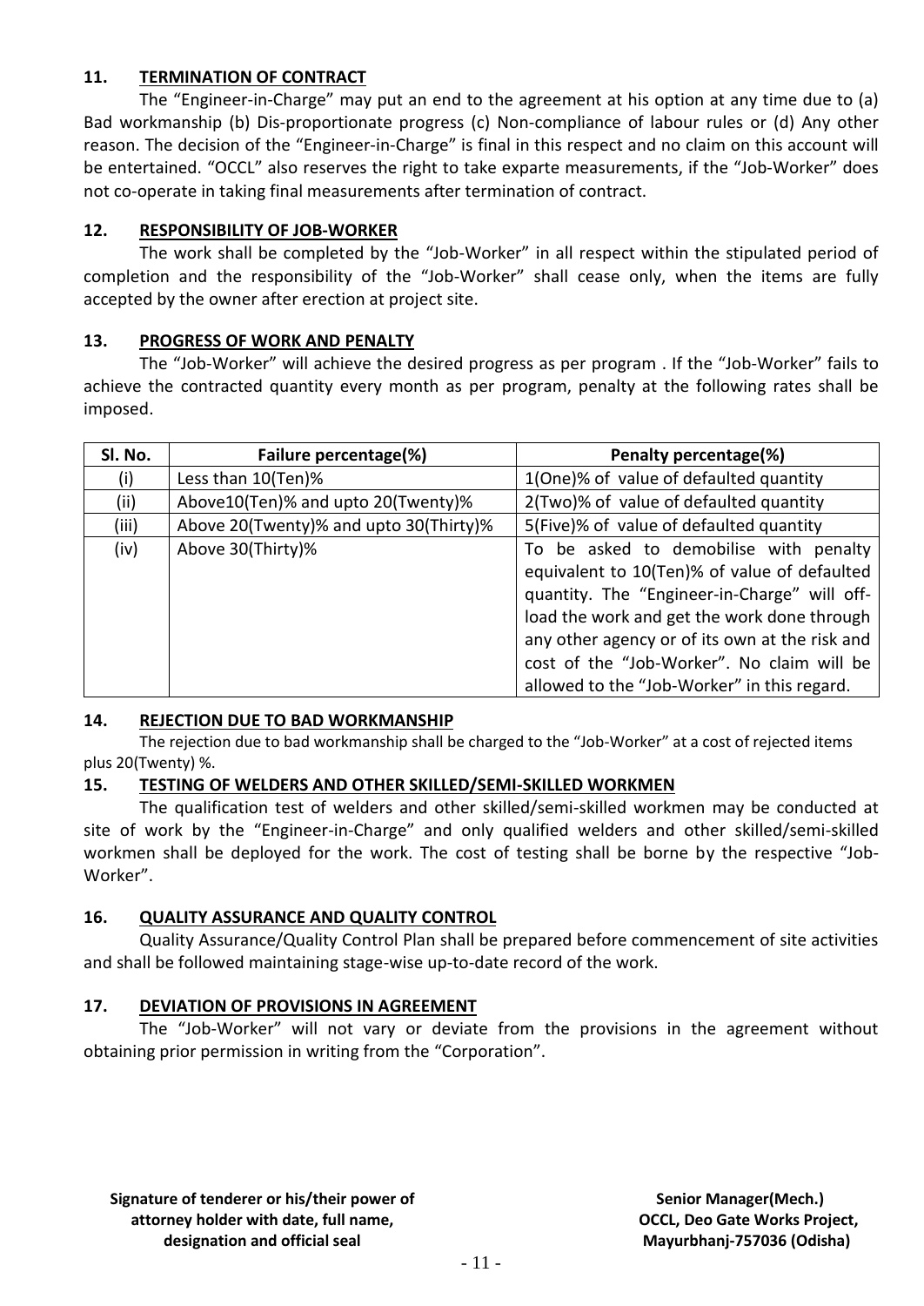## 11. TERMINATION OF CONTRACT

The "Engineer-in-Charge" may put an end to the agreement at his option at any time due to (a) Bad workmanship (b) Dis-proportionate progress (c) Non-compliance of labour rules or (d) Any other reason. The decision of the "Engineer-in-Charge" is final in this respect and no claim on this account will be entertained. "OCCL" also reserves the right to take exparte measurements, if the "Job-Worker" does not co-operate in taking final measurements after termination of contract.

## 12. RESPONSIBILITY OF JOB-WORKER

The work shall be completed by the "Job-Worker" in all respect within the stipulated period of completion and the responsibility of the "Job-Worker" shall cease only, when the items are fully accepted by the owner after erection at project site.

## 13. PROGRESS OF WORK AND PENALTY

The "Job-Worker" will achieve the desired progress as per program . If the "Job-Worker" fails to achieve the contracted quantity every month as per program, penalty at the following rates shall be imposed.

| Sl. No. | Failure percentage(%) | Penalty percentage(%) |
|---|---|---|
| (i) | Less than 10(Ten)% | 1(One)% of value of defaulted quantity |
| (ii) | Above10(Ten)% and upto 20(Twenty)% | 2(Two)% of value of defaulted quantity |
| (iii) | Above 20(Twenty)% and upto 30(Thirty)% | 5(Five)% of value of defaulted quantity |
| (iv) | Above 30(Thirty)% | To be asked to demobilise with penalty equivalent to 10(Ten)% of value of defaulted quantity. The "Engineer-in-Charge" will off-load the work and get the work done through any other agency or of its own at the risk and cost of the "Job-Worker". No claim will be allowed to the "Job-Worker" in this regard. |

## 14. REJECTION DUE TO BAD WORKMANSHIP

The rejection due to bad workmanship shall be charged to the "Job-Worker" at a cost of rejected items plus 20(Twenty) %.

## 15. TESTING OF WELDERS AND OTHER SKILLED/SEMI-SKILLED WORKMEN

The qualification test of welders and other skilled/semi-skilled workmen may be conducted at site of work by the "Engineer-in-Charge" and only qualified welders and other skilled/semi-skilled workmen shall be deployed for the work. The cost of testing shall be borne by the respective "Job-Worker".

## 16. QUALITY ASSURANCE AND QUALITY CONTROL

Quality Assurance/Quality Control Plan shall be prepared before commencement of site activities and shall be followed maintaining stage-wise up-to-date record of the work.

## 17. DEVIATION OF PROVISIONS IN AGREEMENT

The "Job-Worker" will not vary or deviate from the provisions in the agreement without obtaining prior permission in writing from the "Corporation".

**Signature of tenderer or his/their power of attorney holder with date, full name, designation and official seal**

**Senior Manager(Mech.)**
**OCCL, Deo Gate Works Project,**
**Mayurbhanj-757036 (Odisha)**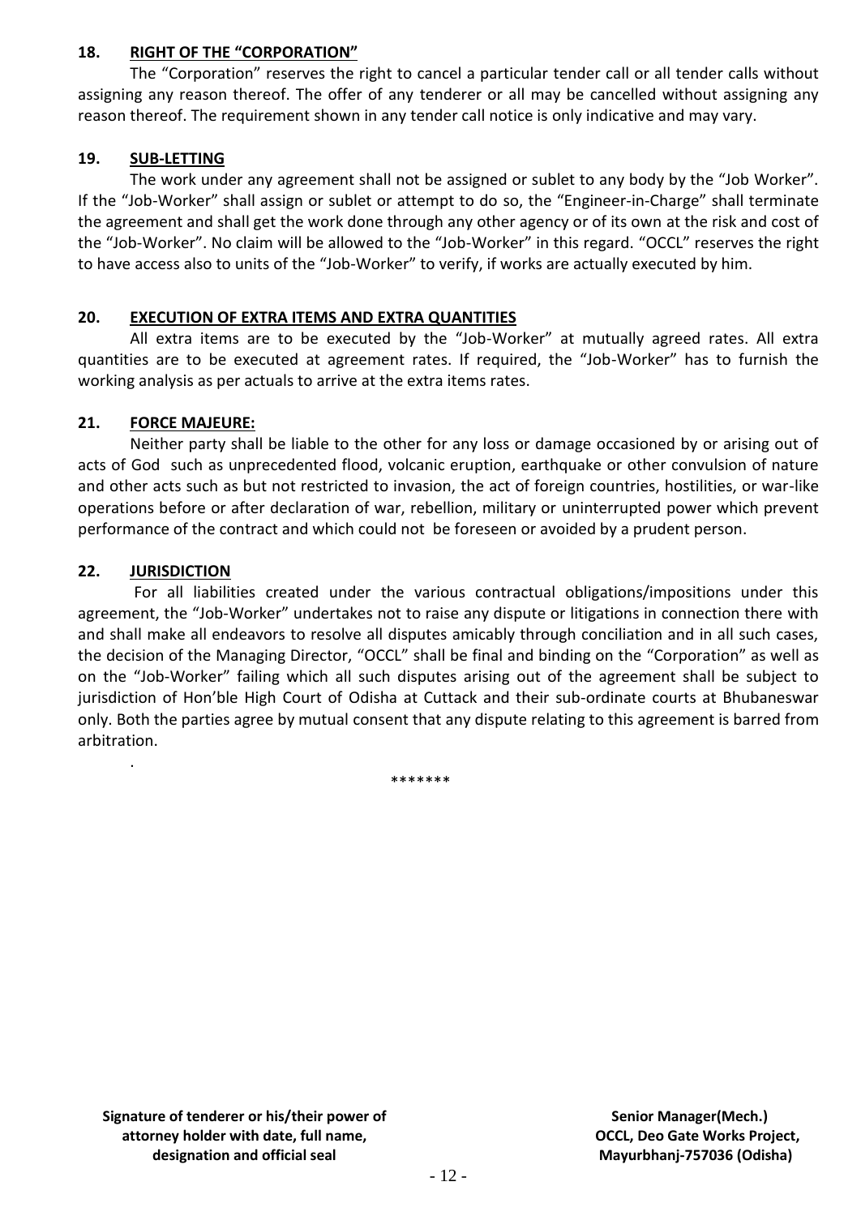**18. <u>RIGHT OF THE "CORPORATION"</u>**

The "Corporation" reserves the right to cancel a particular tender call or all tender calls without assigning any reason thereof. The offer of any tenderer or all may be cancelled without assigning any reason thereof. The requirement shown in any tender call notice is only indicative and may vary.

**19. <u>SUB-LETTING</u>**

The work under any agreement shall not be assigned or sublet to any body by the "Job Worker". If the "Job-Worker" shall assign or sublet or attempt to do so, the "Engineer-in-Charge" shall terminate the agreement and shall get the work done through any other agency or of its own at the risk and cost of the "Job-Worker". No claim will be allowed to the "Job-Worker" in this regard. "OCCL" reserves the right to have access also to units of the "Job-Worker" to verify, if works are actually executed by him.

**20. <u>EXECUTION OF EXTRA ITEMS AND EXTRA QUANTITIES</u>**

All extra items are to be executed by the "Job-Worker" at mutually agreed rates. All extra quantities are to be executed at agreement rates. If required, the "Job-Worker" has to furnish the working analysis as per actuals to arrive at the extra items rates.

**21. <u>FORCE MAJEURE:</u>**

Neither party shall be liable to the other for any loss or damage occasioned by or arising out of acts of God such as unprecedented flood, volcanic eruption, earthquake or other convulsion of nature and other acts such as but not restricted to invasion, the act of foreign countries, hostilities, or war-like operations before or after declaration of war, rebellion, military or uninterrupted power which prevent performance of the contract and which could not be foreseen or avoided by a prudent person.

**22. <u>JURISDICTION</u>**

For all liabilities created under the various contractual obligations/impositions under this agreement, the "Job-Worker" undertakes not to raise any dispute or litigations in connection there with and shall make all endeavors to resolve all disputes amicably through conciliation and in all such cases, the decision of the Managing Director, "OCCL" shall be final and binding on the "Corporation" as well as on the "Job-Worker" failing which all such disputes arising out of the agreement shall be subject to jurisdiction of Hon'ble High Court of Odisha at Cuttack and their sub-ordinate courts at Bhubaneswar only. Both the parties agree by mutual consent that any dispute relating to this agreement is barred from arbitration.

.

*******

**Signature of tenderer or his/their power of attorney holder with date, full name, designation and official seal**

**Senior Manager(Mech.)**
**OCCL, Deo Gate Works Project,**
**Mayurbhanj-757036 (Odisha)**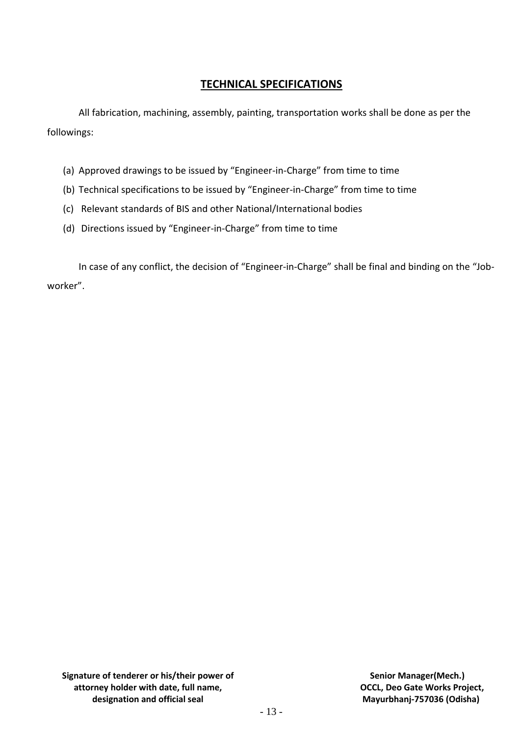## TECHNICAL SPECIFICATIONS

All fabrication, machining, assembly, painting, transportation works shall be done as per the followings:

(a) Approved drawings to be issued by “Engineer-in-Charge” from time to time

(b) Technical specifications to be issued by “Engineer-in-Charge” from time to time

(c) Relevant standards of BIS and other National/International bodies

(d) Directions issued by “Engineer-in-Charge” from time to time

In case of any conflict, the decision of “Engineer-in-Charge” shall be final and binding on the “Job-worker”.

**Signature of tenderer or his/their power of attorney holder with date, full name, designation and official seal**

**Senior Manager(Mech.)**
**OCCL, Deo Gate Works Project,**
**Mayurbhanj-757036 (Odisha)**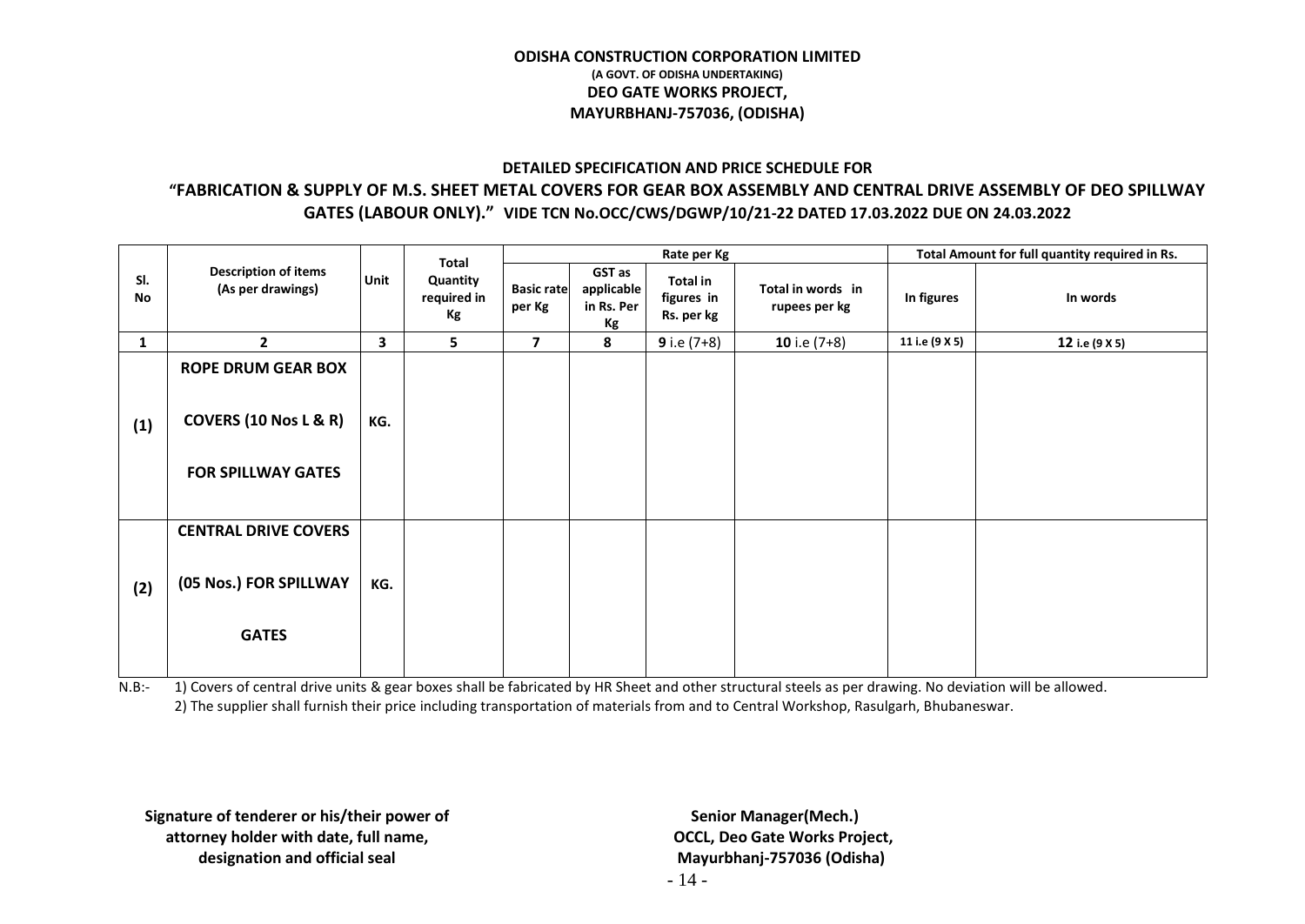**ODISHA CONSTRUCTION CORPORATION LIMITED**
**(A GOVT. OF ODISHA UNDERTAKING)**
**DEO GATE WORKS PROJECT,**
**MAYURBHANJ-757036, (ODISHA)**

**DETAILED SPECIFICATION AND PRICE SCHEDULE FOR**

**"FABRICATION & SUPPLY OF M.S. SHEET METAL COVERS FOR GEAR BOX ASSEMBLY AND CENTRAL DRIVE ASSEMBLY OF DEO SPILLWAY GATES (LABOUR ONLY)." VIDE TCN No.OCC/CWS/DGWP/10/21-22 DATED 17.03.2022 DUE ON 24.03.2022**

| Sl. No | Description of items (As per drawings) | Unit | Total Quantity required in Kg | Rate per Kg | | | | Total Amount for full quantity required in Rs. | |
|---|---|---|---|---|---|---|---|---|---|
| | | | | Basic rate per Kg | GST as applicable in Rs. Per Kg | Total in figures in Rs. per kg | Total in words in rupees per kg | In figures | In words |
| 1 | 2 | 3 | 5 | 7 | 8 | 9 i.e (7+8) | 10 i.e (7+8) | 11 i.e (9 X 5) | 12 i.e (9 X 5) |
| (1) | ROPE DRUM GEAR BOX COVERS (10 Nos L & R) FOR SPILLWAY GATES | KG. | | | | | | | |
| (2) | CENTRAL DRIVE COVERS (05 Nos.) FOR SPILLWAY GATES | KG. | | | | | | | |

N.B:- 1) Covers of central drive units & gear boxes shall be fabricated by HR Sheet and other structural steels as per drawing. No deviation will be allowed.

2) The supplier shall furnish their price including transportation of materials from and to Central Workshop, Rasulgarh, Bhubaneswar.

**Signature of tenderer or his/their power of attorney holder with date, full name, designation and official seal**

**Senior Manager(Mech.)**
**OCCL, Deo Gate Works Project,**
**Mayurbhanj-757036 (Odisha)**